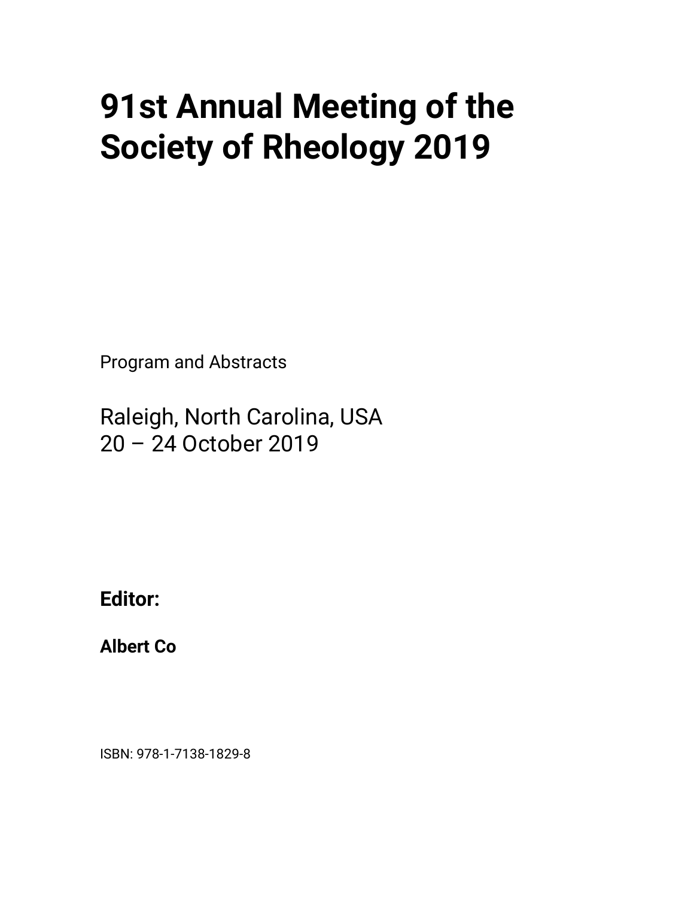# 91st Annual Meeting of the Society of Rheology 2019

Program and Abstracts

Raleigh, North Carolina, USA
20 – 24 October 2019

**Editor:**

**Albert Co**

ISBN: 978-1-7138-1829-8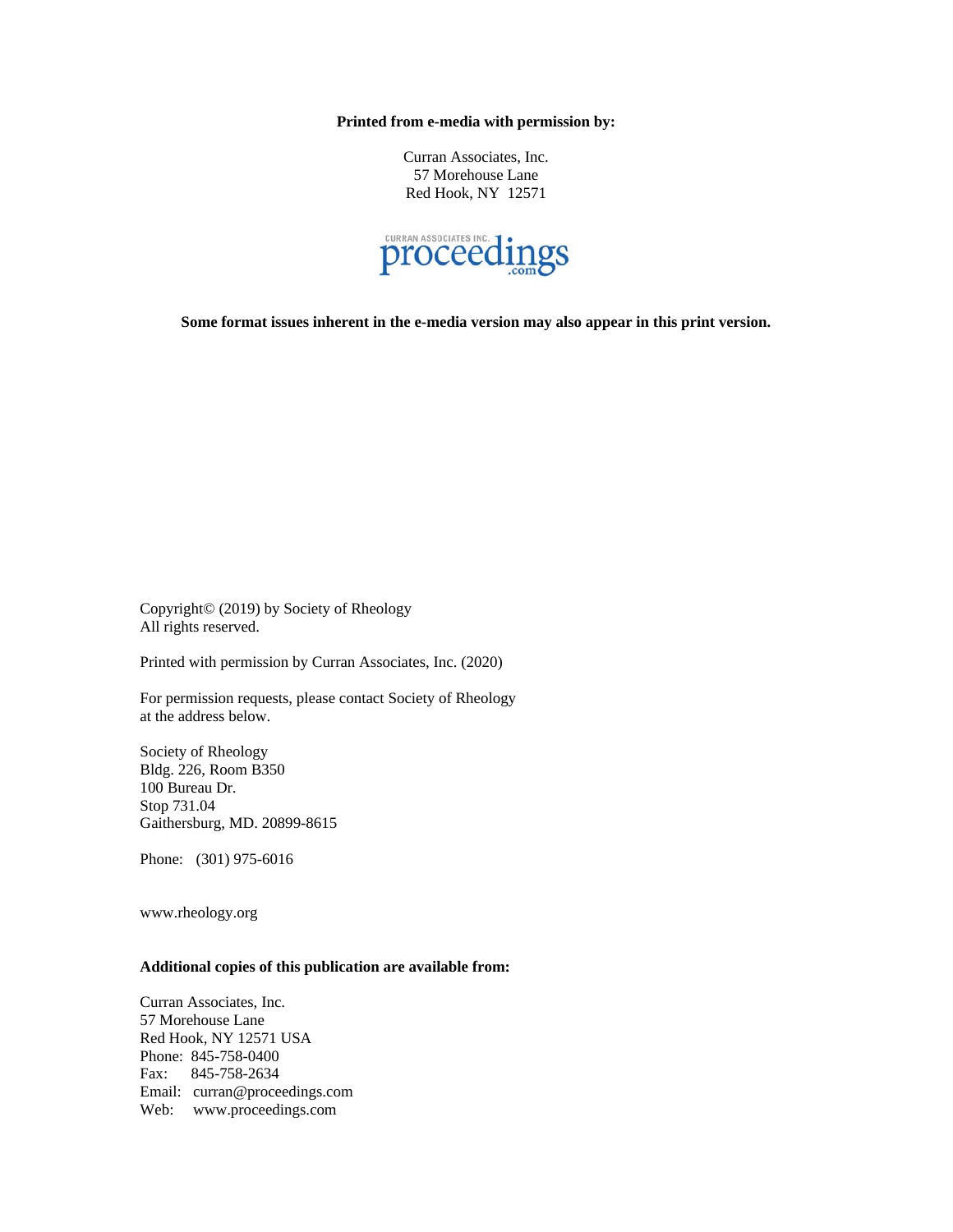**Printed from e-media with permission by:**

Curran Associates, Inc.
57 Morehouse Lane
Red Hook, NY 12571

CURRAN ASSOCIATES INC. proceedings.com

**Some format issues inherent in the e-media version may also appear in this print version.**

Copyright© (2019) by Society of Rheology
All rights reserved.

Printed with permission by Curran Associates, Inc. (2020)

For permission requests, please contact Society of Rheology
at the address below.

Society of Rheology
Bldg. 226, Room B350
100 Bureau Dr.
Stop 731.04
Gaithersburg, MD. 20899-8615

Phone: (301) 975-6016

www.rheology.org

**Additional copies of this publication are available from:**

Curran Associates, Inc.
57 Morehouse Lane
Red Hook, NY 12571 USA
Phone: 845-758-0400
Fax: 845-758-2634
Email: curran@proceedings.com
Web: www.proceedings.com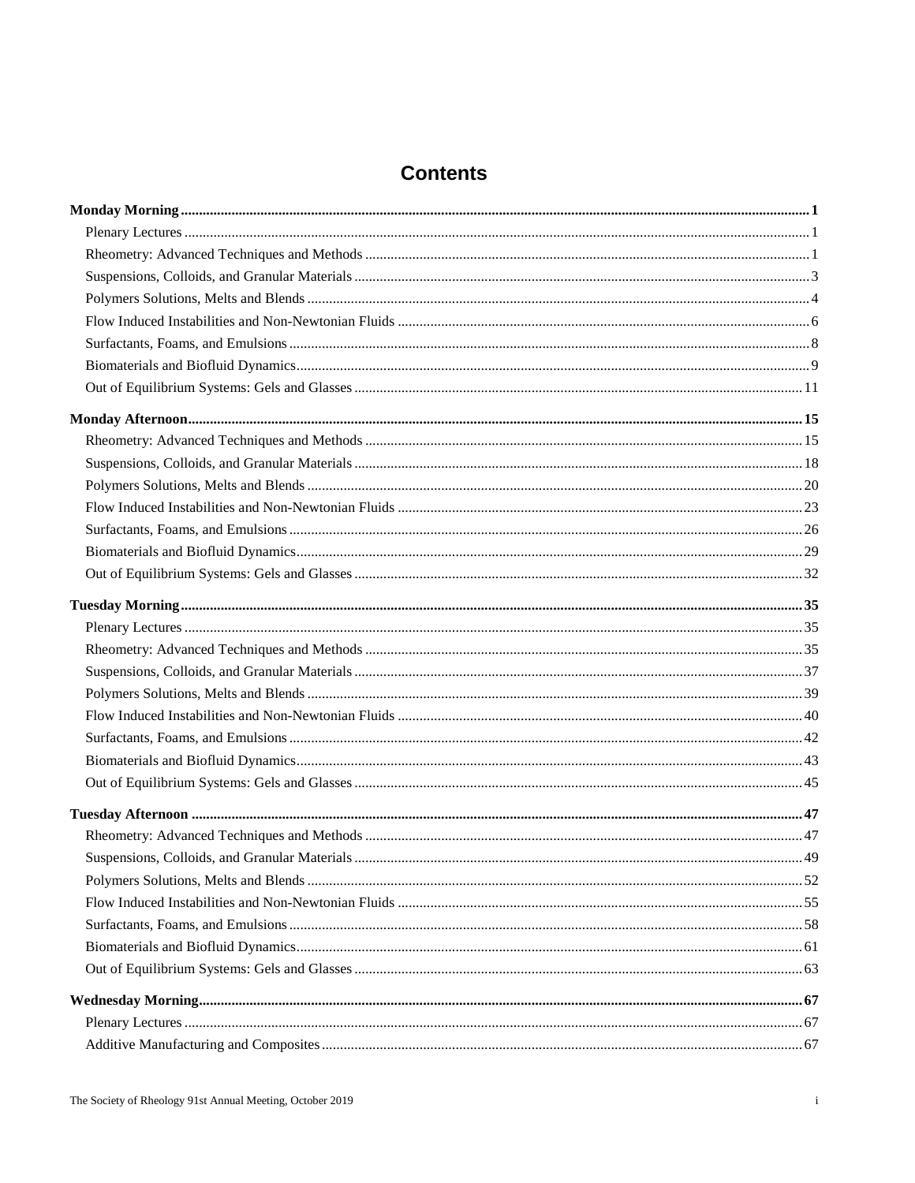# Contents

**Monday Morning** .......... **1**
- Plenary Lectures .......... 1
- Rheometry: Advanced Techniques and Methods .......... 1
- Suspensions, Colloids, and Granular Materials .......... 3
- Polymers Solutions, Melts and Blends .......... 4
- Flow Induced Instabilities and Non-Newtonian Fluids .......... 6
- Surfactants, Foams, and Emulsions .......... 8
- Biomaterials and Biofluid Dynamics .......... 9
- Out of Equilibrium Systems: Gels and Glasses .......... 11

**Monday Afternoon** .......... **15**
- Rheometry: Advanced Techniques and Methods .......... 15
- Suspensions, Colloids, and Granular Materials .......... 18
- Polymers Solutions, Melts and Blends .......... 20
- Flow Induced Instabilities and Non-Newtonian Fluids .......... 23
- Surfactants, Foams, and Emulsions .......... 26
- Biomaterials and Biofluid Dynamics .......... 29
- Out of Equilibrium Systems: Gels and Glasses .......... 32

**Tuesday Morning** .......... **35**
- Plenary Lectures .......... 35
- Rheometry: Advanced Techniques and Methods .......... 35
- Suspensions, Colloids, and Granular Materials .......... 37
- Polymers Solutions, Melts and Blends .......... 39
- Flow Induced Instabilities and Non-Newtonian Fluids .......... 40
- Surfactants, Foams, and Emulsions .......... 42
- Biomaterials and Biofluid Dynamics .......... 43
- Out of Equilibrium Systems: Gels and Glasses .......... 45

**Tuesday Afternoon** .......... **47**
- Rheometry: Advanced Techniques and Methods .......... 47
- Suspensions, Colloids, and Granular Materials .......... 49
- Polymers Solutions, Melts and Blends .......... 52
- Flow Induced Instabilities and Non-Newtonian Fluids .......... 55
- Surfactants, Foams, and Emulsions .......... 58
- Biomaterials and Biofluid Dynamics .......... 61
- Out of Equilibrium Systems: Gels and Glasses .......... 63

**Wednesday Morning** .......... **67**
- Plenary Lectures .......... 67
- Additive Manufacturing and Composites .......... 67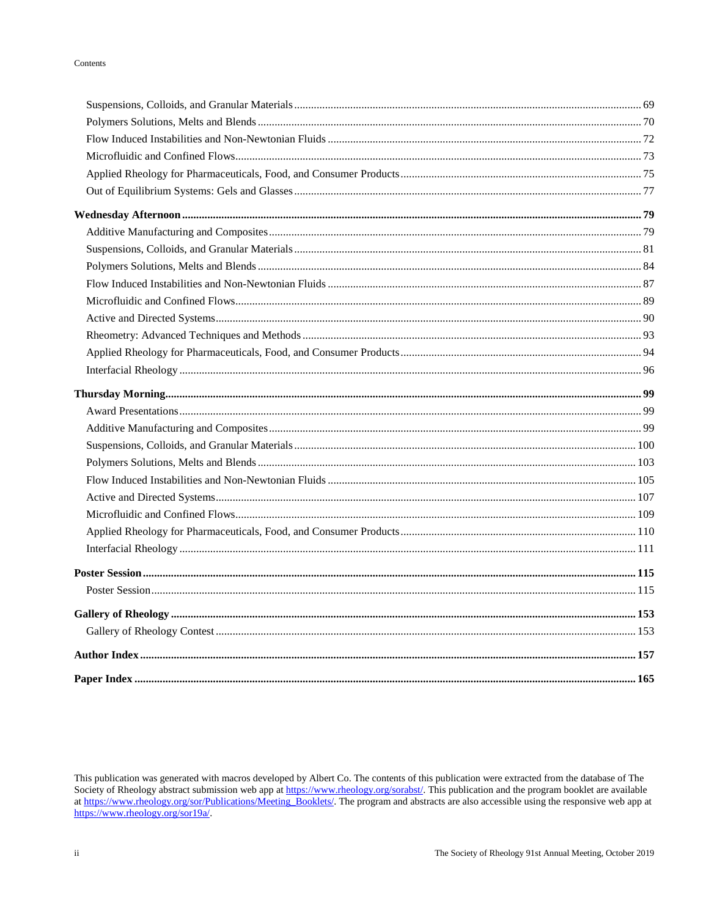Suspensions, Colloids, and Granular Materials ........ 69
Polymers Solutions, Melts and Blends ........ 70
Flow Induced Instabilities and Non-Newtonian Fluids ........ 72
Microfluidic and Confined Flows ........ 73
Applied Rheology for Pharmaceuticals, Food, and Consumer Products ........ 75
Out of Equilibrium Systems: Gels and Glasses ........ 77

**Wednesday Afternoon ........ 79**

Additive Manufacturing and Composites ........ 79
Suspensions, Colloids, and Granular Materials ........ 81
Polymers Solutions, Melts and Blends ........ 84
Flow Induced Instabilities and Non-Newtonian Fluids ........ 87
Microfluidic and Confined Flows ........ 89
Active and Directed Systems ........ 90
Rheometry: Advanced Techniques and Methods ........ 93
Applied Rheology for Pharmaceuticals, Food, and Consumer Products ........ 94
Interfacial Rheology ........ 96

**Thursday Morning ........ 99**

Award Presentations ........ 99
Additive Manufacturing and Composites ........ 99
Suspensions, Colloids, and Granular Materials ........ 100
Polymers Solutions, Melts and Blends ........ 103
Flow Induced Instabilities and Non-Newtonian Fluids ........ 105
Active and Directed Systems ........ 107
Microfluidic and Confined Flows ........ 109
Applied Rheology for Pharmaceuticals, Food, and Consumer Products ........ 110
Interfacial Rheology ........ 111

**Poster Session ........ 115**

Poster Session ........ 115

**Gallery of Rheology ........ 153**

Gallery of Rheology Contest ........ 153

**Author Index ........ 157**

**Paper Index ........ 165**

This publication was generated with macros developed by Albert Co. The contents of this publication were extracted from the database of The Society of Rheology abstract submission web app at https://www.rheology.org/sorabst/. This publication and the program booklet are available at https://www.rheology.org/sor/Publications/Meeting_Booklets/. The program and abstracts are also accessible using the responsive web app at https://www.rheology.org/sor19a/.